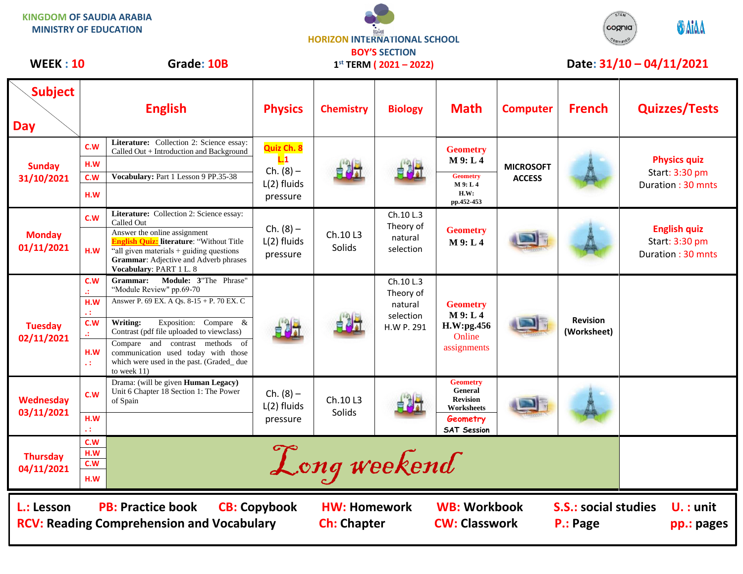KINGDOM OF SAUDIA ARABIA
MINISTRY OF EDUCATION

HORIZON INTERNATIONAL SCHOOL
BOY'S SECTION

**WEEK : 10** **Grade: 10B** **1st TERM ( 2021 – 2022)** **Date: 31/10 – 04/11/2021**

| Subject / Day | English | | Physics | Chemistry | Biology | Math | Computer | French | Quizzes/Tests |
|---|---|---|---|---|---|---|---|---|---|
| **Sunday 31/10/2021** | C.W | **Literature:** Collection 2: Science essay: Called Out + Introduction and Background | **Quiz Ch. 8 L.1** Ch. (8) – L(2) fluids pressure | | | **Geometry** M 9: L 4 | MICROSOFT ACCESS | | **Physics quiz** Start: 3:30 pm Duration : 30 mnts |
| | H.W | | | | | | | | |
| | C.W | **Vocabulary:** Part 1 Lesson 9 PP.35-38 | | | | **Geometry** M 9: L 4 H.W: pp.452-453 | | | |
| | H.W | | | | | | | | |
| **Monday 01/11/2021** | C.W | **Literature:** Collection 2: Science essay: Called Out | Ch. (8) – L(2) fluids pressure | Ch.10 L3 Solids | Ch.10 L.3 Theory of natural selection | **Geometry** M 9: L 4 | | | **English quiz** Start: 3:30 pm Duration : 30 mnts |
| | H.W | Answer the online assignment **English Quiz:** **literature**: "Without Title "all given materials + guiding questions **Grammar**: Adjective and Adverb phrases **Vocabulary**: PART 1 L. 8 | | | | | | | |
| **Tuesday 02/11/2021** | C.W .: | **Grammar: Module: 3**"The Phrase" "Module Review" pp.69-70 | | | Ch.10 L.3 Theory of natural selection H.W P. 291 | **Geometry** M 9: L 4 H.W:pg.456 Online assignments | | Revision (Worksheet) | |
| | H.W .: | Answer P. 69 EX. A Qs. 8-15 + P. 70 EX. C | | | | | | | |
| | C.W .: | **Writing:** Exposition: Compare & Contrast (pdf file uploaded to viewclass) | | | | | | | |
| | H.W .: | Compare and contrast methods of communication used today with those which were used in the past. (Graded_ due to week 11) | | | | | | | |
| **Wednesday 03/11/2021** | C.W | Drama: (will be given **Human Legacy)** Unit 6 Chapter 18 Section 1: The Power of Spain | Ch. (8) – L(2) fluids pressure | Ch.10 L3 Solids | | **Geometry** General Revision Worksheets | | | |
| | H.W .: | | | | | **Geometry** SAT Session | | | |
| **Thursday 04/11/2021** | C.W / H.W / C.W / H.W | *Long weekend* | | | | | | | |

**L.:** Lesson **PB:** Practice book **CB:** Copybook **HW:** Homework **WB:** Workbook **S.S.:** social studies **U. :** unit
**RCV:** Reading Comprehension and Vocabulary **Ch:** Chapter **CW:** Classwork **P.:** Page **pp.:** pages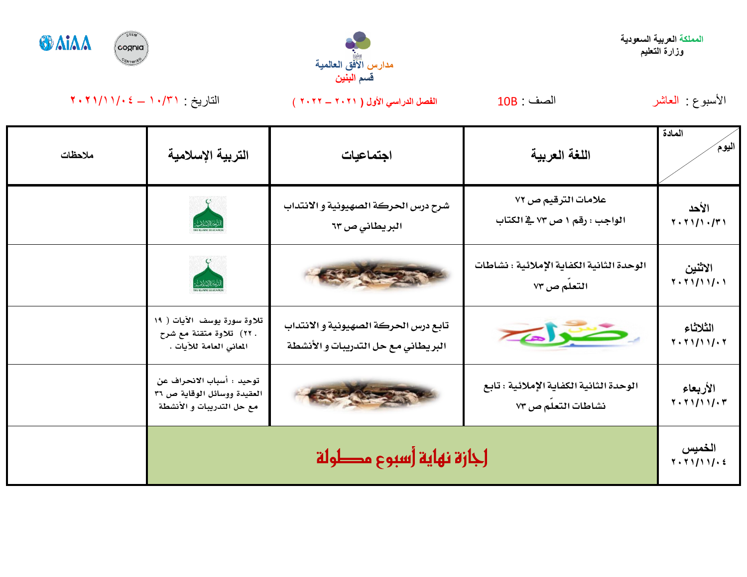المملكة العربية السعودية
وزارة التعليم

مدارس الأفق العالمية
قسم البنين

الأسبوع : العاشر | الصف : 10B | الفصل الدراسي الأول ( ٢٠٢١ – ٢٠٢٢ ) | التاريخ : ١٠/٣١ – ٢٠٢١/١١/٠٤

| المادة / اليوم | اللغة العربية | اجتماعيات | التربية الإسلامية | ملاحظات |
|---|---|---|---|---|
| الأحد ٢٠٢١/١٠/٣١ | علامات الترقيم ص ٧٢ الواجب : رقم ١ ص ٧٣ في الكتاب | شرح درس الحركة الصهيونية و الانتداب البريطاني ص ٦٣ | | |
| الاثنين ٢٠٢١/١١/٠١ | الوحدة الثانية الكفاية الإملائية : نشاطات التعلّم ص ٧٣ | | | |
| الثلاثاء ٢٠٢١/١١/٠٢ | | تابع درس الحركة الصهيونية و الانتداب البريطاني مع حل التدريبات و الأنشطة | تلاوة سورة يوسف الآيات ( ١٩ - ٢٢ ) تلاوة متقنة مع شرح المعاني العامة للآيات . | |
| الأربعاء ٢٠٢١/١١/٠٣ | الوحدة الثانية الكفاية الإملائية : تابع نشاطات التعلّم ص ٧٣ | | توحيد : أسباب الانحراف عن العقيدة ووسائل الوقاية ص ٣٦ مع حل التدريبات و الأنشطة | |
| الخميس ٢٠٢١/١١/٠٤ | إجازة نهاية أسبوع مطولة | | | |